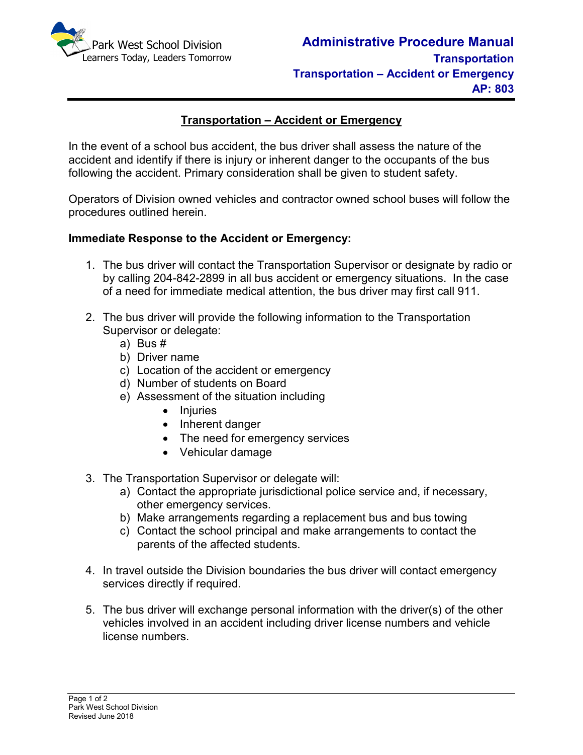Park West School Division
Learners Today, Leaders Tomorrow

**Administrative Procedure Manual**
**Transportation**
**Transportation – Accident or Emergency**
**AP: 803**

# Transportation – Accident or Emergency

In the event of a school bus accident, the bus driver shall assess the nature of the accident and identify if there is injury or inherent danger to the occupants of the bus following the accident. Primary consideration shall be given to student safety.

Operators of Division owned vehicles and contractor owned school buses will follow the procedures outlined herein.

**Immediate Response to the Accident or Emergency:**

1. The bus driver will contact the Transportation Supervisor or designate by radio or by calling 204-842-2899 in all bus accident or emergency situations. In the case of a need for immediate medical attention, the bus driver may first call 911.

2. The bus driver will provide the following information to the Transportation Supervisor or delegate:
   a) Bus #
   b) Driver name
   c) Location of the accident or emergency
   d) Number of students on Board
   e) Assessment of the situation including
      - Injuries
      - Inherent danger
      - The need for emergency services
      - Vehicular damage

3. The Transportation Supervisor or delegate will:
   a) Contact the appropriate jurisdictional police service and, if necessary, other emergency services.
   b) Make arrangements regarding a replacement bus and bus towing
   c) Contact the school principal and make arrangements to contact the parents of the affected students.

4. In travel outside the Division boundaries the bus driver will contact emergency services directly if required.

5. The bus driver will exchange personal information with the driver(s) of the other vehicles involved in an accident including driver license numbers and vehicle license numbers.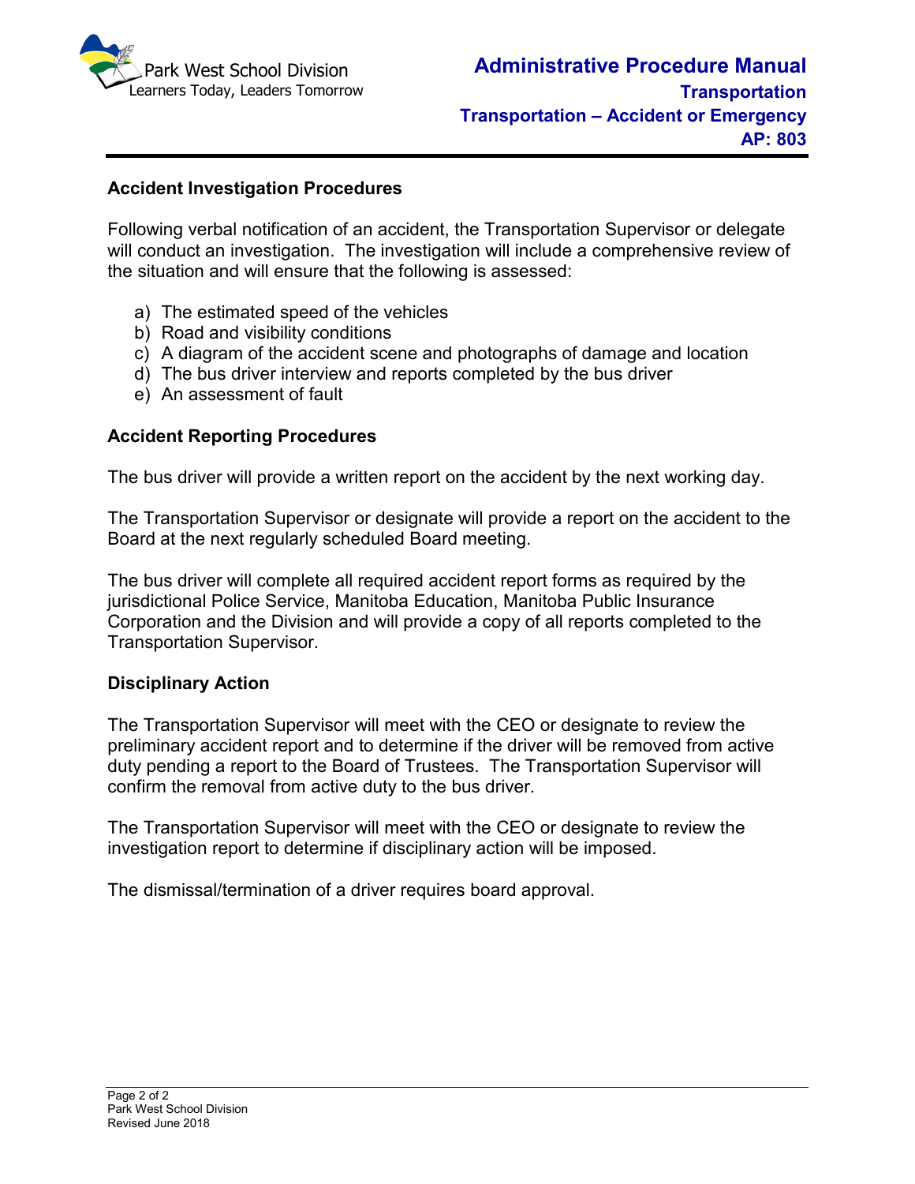## Accident Investigation Procedures

Following verbal notification of an accident, the Transportation Supervisor or delegate will conduct an investigation. The investigation will include a comprehensive review of the situation and will ensure that the following is assessed:

a) The estimated speed of the vehicles
b) Road and visibility conditions
c) A diagram of the accident scene and photographs of damage and location
d) The bus driver interview and reports completed by the bus driver
e) An assessment of fault

## Accident Reporting Procedures

The bus driver will provide a written report on the accident by the next working day.

The Transportation Supervisor or designate will provide a report on the accident to the Board at the next regularly scheduled Board meeting.

The bus driver will complete all required accident report forms as required by the jurisdictional Police Service, Manitoba Education, Manitoba Public Insurance Corporation and the Division and will provide a copy of all reports completed to the Transportation Supervisor.

## Disciplinary Action

The Transportation Supervisor will meet with the CEO or designate to review the preliminary accident report and to determine if the driver will be removed from active duty pending a report to the Board of Trustees. The Transportation Supervisor will confirm the removal from active duty to the bus driver.

The Transportation Supervisor will meet with the CEO or designate to review the investigation report to determine if disciplinary action will be imposed.

The dismissal/termination of a driver requires board approval.